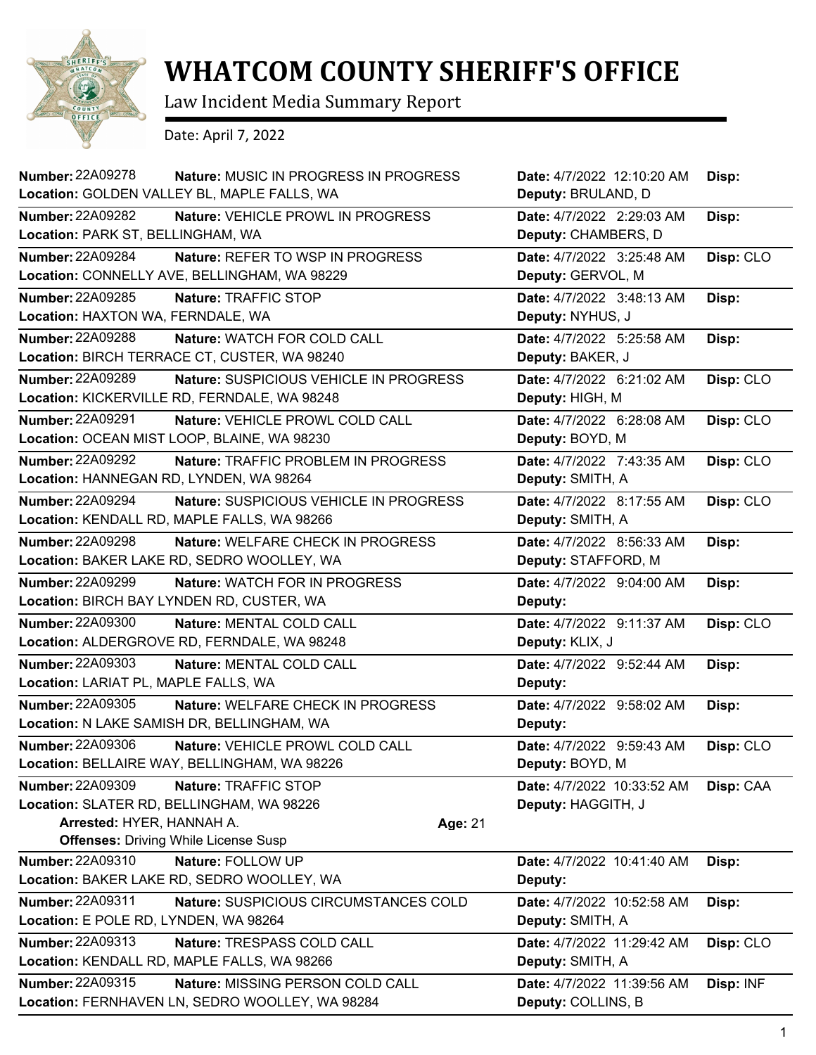# WHATCOM COUNTY SHERIFF'S OFFICE

Law Incident Media Summary Report

Date: April 7, 2022

**Number:** 22A09278 **Nature:** MUSIC IN PROGRESS IN PROGRESS **Date:** 4/7/2022 12:10:20 AM **Disp:**
**Location:** GOLDEN VALLEY BL, MAPLE FALLS, WA **Deputy:** BRULAND, D

---

**Number:** 22A09282 **Nature:** VEHICLE PROWL IN PROGRESS **Date:** 4/7/2022 2:29:03 AM **Disp:**
**Location:** PARK ST, BELLINGHAM, WA **Deputy:** CHAMBERS, D

---

**Number:** 22A09284 **Nature:** REFER TO WSP IN PROGRESS **Date:** 4/7/2022 3:25:48 AM **Disp:** CLO
**Location:** CONNELLY AVE, BELLINGHAM, WA 98229 **Deputy:** GERVOL, M

---

**Number:** 22A09285 **Nature:** TRAFFIC STOP **Date:** 4/7/2022 3:48:13 AM **Disp:**
**Location:** HAXTON WA, FERNDALE, WA **Deputy:** NYHUS, J

---

**Number:** 22A09288 **Nature:** WATCH FOR COLD CALL **Date:** 4/7/2022 5:25:58 AM **Disp:**
**Location:** BIRCH TERRACE CT, CUSTER, WA 98240 **Deputy:** BAKER, J

---

**Number:** 22A09289 **Nature:** SUSPICIOUS VEHICLE IN PROGRESS **Date:** 4/7/2022 6:21:02 AM **Disp:** CLO
**Location:** KICKERVILLE RD, FERNDALE, WA 98248 **Deputy:** HIGH, M

---

**Number:** 22A09291 **Nature:** VEHICLE PROWL COLD CALL **Date:** 4/7/2022 6:28:08 AM **Disp:** CLO
**Location:** OCEAN MIST LOOP, BLAINE, WA 98230 **Deputy:** BOYD, M

---

**Number:** 22A09292 **Nature:** TRAFFIC PROBLEM IN PROGRESS **Date:** 4/7/2022 7:43:35 AM **Disp:** CLO
**Location:** HANNEGAN RD, LYNDEN, WA 98264 **Deputy:** SMITH, A

---

**Number:** 22A09294 **Nature:** SUSPICIOUS VEHICLE IN PROGRESS **Date:** 4/7/2022 8:17:55 AM **Disp:** CLO
**Location:** KENDALL RD, MAPLE FALLS, WA 98266 **Deputy:** SMITH, A

---

**Number:** 22A09298 **Nature:** WELFARE CHECK IN PROGRESS **Date:** 4/7/2022 8:56:33 AM **Disp:**
**Location:** BAKER LAKE RD, SEDRO WOOLLEY, WA **Deputy:** STAFFORD, M

---

**Number:** 22A09299 **Nature:** WATCH FOR IN PROGRESS **Date:** 4/7/2022 9:04:00 AM **Disp:**
**Location:** BIRCH BAY LYNDEN RD, CUSTER, WA **Deputy:**

---

**Number:** 22A09300 **Nature:** MENTAL COLD CALL **Date:** 4/7/2022 9:11:37 AM **Disp:** CLO
**Location:** ALDERGROVE RD, FERNDALE, WA 98248 **Deputy:** KLIX, J

---

**Number:** 22A09303 **Nature:** MENTAL COLD CALL **Date:** 4/7/2022 9:52:44 AM **Disp:**
**Location:** LARIAT PL, MAPLE FALLS, WA **Deputy:**

---

**Number:** 22A09305 **Nature:** WELFARE CHECK IN PROGRESS **Date:** 4/7/2022 9:58:02 AM **Disp:**
**Location:** N LAKE SAMISH DR, BELLINGHAM, WA **Deputy:**

---

**Number:** 22A09306 **Nature:** VEHICLE PROWL COLD CALL **Date:** 4/7/2022 9:59:43 AM **Disp:** CLO
**Location:** BELLAIRE WAY, BELLINGHAM, WA 98226 **Deputy:** BOYD, M

---

**Number:** 22A09309 **Nature:** TRAFFIC STOP **Date:** 4/7/2022 10:33:52 AM **Disp:** CAA
**Location:** SLATER RD, BELLINGHAM, WA 98226 **Deputy:** HAGGITH, J
**Arrested:** HYER, HANNAH A. **Age:** 21
**Offenses:** Driving While License Susp

---

**Number:** 22A09310 **Nature:** FOLLOW UP **Date:** 4/7/2022 10:41:40 AM **Disp:**
**Location:** BAKER LAKE RD, SEDRO WOOLLEY, WA **Deputy:**

---

**Number:** 22A09311 **Nature:** SUSPICIOUS CIRCUMSTANCES COLD **Date:** 4/7/2022 10:52:58 AM **Disp:**
**Location:** E POLE RD, LYNDEN, WA 98264 **Deputy:** SMITH, A

---

**Number:** 22A09313 **Nature:** TRESPASS COLD CALL **Date:** 4/7/2022 11:29:42 AM **Disp:** CLO
**Location:** KENDALL RD, MAPLE FALLS, WA 98266 **Deputy:** SMITH, A

---

**Number:** 22A09315 **Nature:** MISSING PERSON COLD CALL **Date:** 4/7/2022 11:39:56 AM **Disp:** INF
**Location:** FERNHAVEN LN, SEDRO WOOLLEY, WA 98284 **Deputy:** COLLINS, B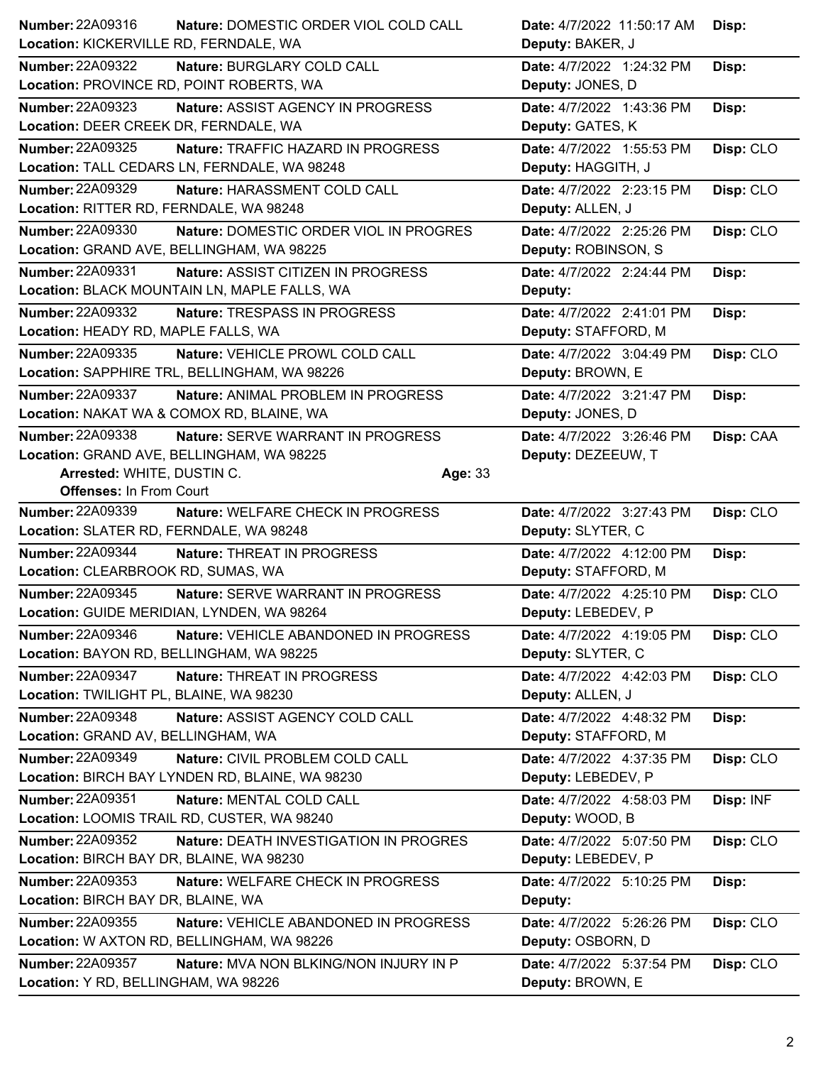| Number | Nature | Location | Date | Deputy | Disp |
|---|---|---|---|---|---|
| 22A09316 | DOMESTIC ORDER VIOL COLD CALL | KICKERVILLE RD, FERNDALE, WA | 4/7/2022 11:50:17 AM | BAKER, J | |
| 22A09322 | BURGLARY COLD CALL | PROVINCE RD, POINT ROBERTS, WA | 4/7/2022 1:24:32 PM | JONES, D | |
| 22A09323 | ASSIST AGENCY IN PROGRESS | DEER CREEK DR, FERNDALE, WA | 4/7/2022 1:43:36 PM | GATES, K | |
| 22A09325 | TRAFFIC HAZARD IN PROGRESS | TALL CEDARS LN, FERNDALE, WA 98248 | 4/7/2022 1:55:53 PM | HAGGITH, J | CLO |
| 22A09329 | HARASSMENT COLD CALL | RITTER RD, FERNDALE, WA 98248 | 4/7/2022 2:23:15 PM | ALLEN, J | CLO |
| 22A09330 | DOMESTIC ORDER VIOL IN PROGRES | GRAND AVE, BELLINGHAM, WA 98225 | 4/7/2022 2:25:26 PM | ROBINSON, S | CLO |
| 22A09331 | ASSIST CITIZEN IN PROGRESS | BLACK MOUNTAIN LN, MAPLE FALLS, WA | 4/7/2022 2:24:44 PM | | |
| 22A09332 | TRESPASS IN PROGRESS | HEADY RD, MAPLE FALLS, WA | 4/7/2022 2:41:01 PM | STAFFORD, M | |
| 22A09335 | VEHICLE PROWL COLD CALL | SAPPHIRE TRL, BELLINGHAM, WA 98226 | 4/7/2022 3:04:49 PM | BROWN, E | CLO |
| 22A09337 | ANIMAL PROBLEM IN PROGRESS | NAKAT WA & COMOX RD, BLAINE, WA | 4/7/2022 3:21:47 PM | JONES, D | |
| 22A09338 | SERVE WARRANT IN PROGRESS | GRAND AVE, BELLINGHAM, WA 98225<br>Arrested: WHITE, DUSTIN C. Age: 33<br>Offenses: In From Court | 4/7/2022 3:26:46 PM | DEZEEUW, T | CAA |
| 22A09339 | WELFARE CHECK IN PROGRESS | SLATER RD, FERNDALE, WA 98248 | 4/7/2022 3:27:43 PM | SLYTER, C | CLO |
| 22A09344 | THREAT IN PROGRESS | CLEARBROOK RD, SUMAS, WA | 4/7/2022 4:12:00 PM | STAFFORD, M | |
| 22A09345 | SERVE WARRANT IN PROGRESS | GUIDE MERIDIAN, LYNDEN, WA 98264 | 4/7/2022 4:25:10 PM | LEBEDEV, P | CLO |
| 22A09346 | VEHICLE ABANDONED IN PROGRESS | BAYON RD, BELLINGHAM, WA 98225 | 4/7/2022 4:19:05 PM | SLYTER, C | CLO |
| 22A09347 | THREAT IN PROGRESS | TWILIGHT PL, BLAINE, WA 98230 | 4/7/2022 4:42:03 PM | ALLEN, J | CLO |
| 22A09348 | ASSIST AGENCY COLD CALL | GRAND AV, BELLINGHAM, WA | 4/7/2022 4:48:32 PM | STAFFORD, M | |
| 22A09349 | CIVIL PROBLEM COLD CALL | BIRCH BAY LYNDEN RD, BLAINE, WA 98230 | 4/7/2022 4:37:35 PM | LEBEDEV, P | CLO |
| 22A09351 | MENTAL COLD CALL | LOOMIS TRAIL RD, CUSTER, WA 98240 | 4/7/2022 4:58:03 PM | WOOD, B | INF |
| 22A09352 | DEATH INVESTIGATION IN PROGRES | BIRCH BAY DR, BLAINE, WA 98230 | 4/7/2022 5:07:50 PM | LEBEDEV, P | CLO |
| 22A09353 | WELFARE CHECK IN PROGRESS | BIRCH BAY DR, BLAINE, WA | 4/7/2022 5:10:25 PM | | |
| 22A09355 | VEHICLE ABANDONED IN PROGRESS | W AXTON RD, BELLINGHAM, WA 98226 | 4/7/2022 5:26:26 PM | OSBORN, D | CLO |
| 22A09357 | MVA NON BLKING/NON INJURY IN P | Y RD, BELLINGHAM, WA 98226 | 4/7/2022 5:37:54 PM | BROWN, E | CLO |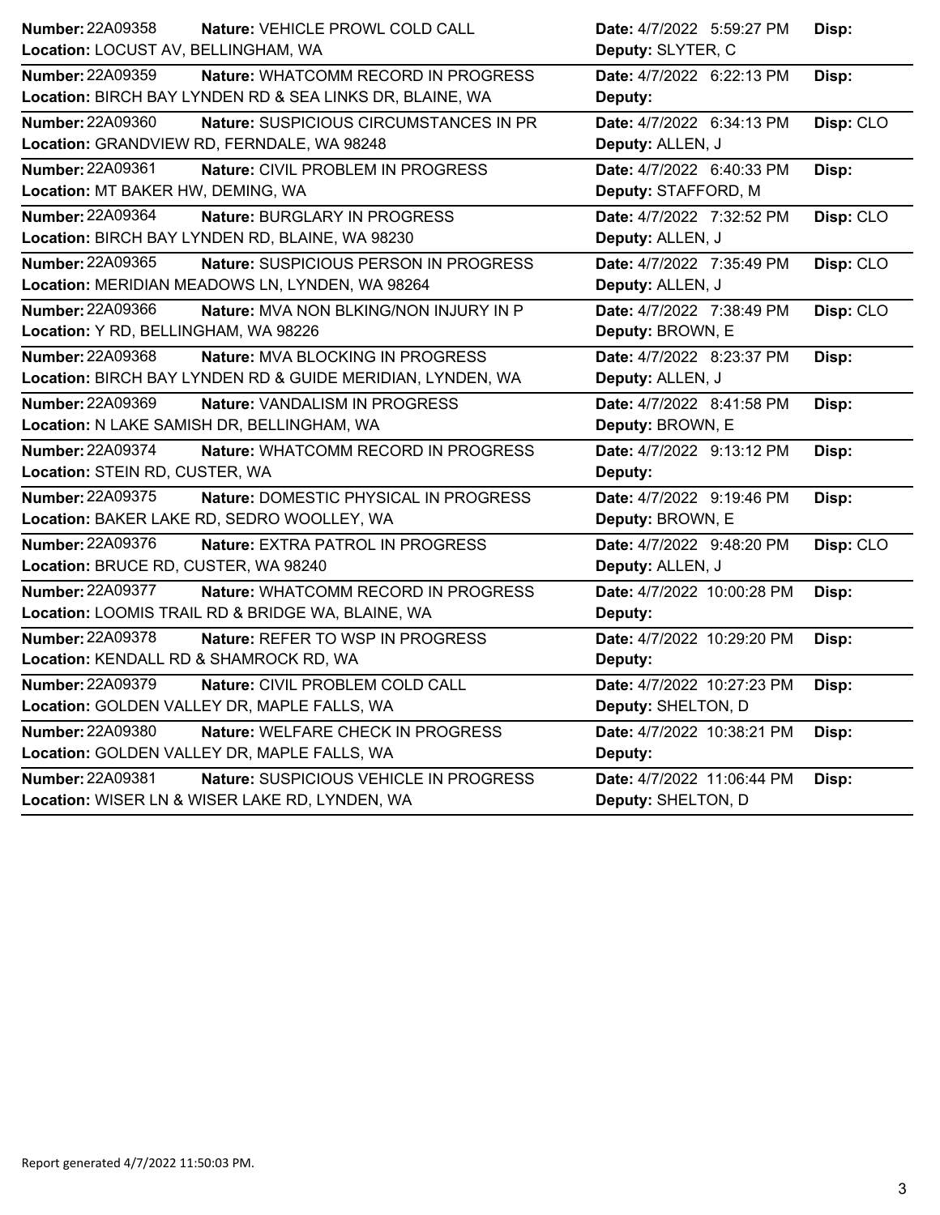**Number:** 22A09358 **Nature:** VEHICLE PROWL COLD CALL **Date:** 4/7/2022 5:59:27 PM **Disp:**
**Location:** LOCUST AV, BELLINGHAM, WA **Deputy:** SLYTER, C

**Number:** 22A09359 **Nature:** WHATCOMM RECORD IN PROGRESS **Date:** 4/7/2022 6:22:13 PM **Disp:**
**Location:** BIRCH BAY LYNDEN RD & SEA LINKS DR, BLAINE, WA **Deputy:**

**Number:** 22A09360 **Nature:** SUSPICIOUS CIRCUMSTANCES IN PR **Date:** 4/7/2022 6:34:13 PM **Disp:** CLO
**Location:** GRANDVIEW RD, FERNDALE, WA 98248 **Deputy:** ALLEN, J

**Number:** 22A09361 **Nature:** CIVIL PROBLEM IN PROGRESS **Date:** 4/7/2022 6:40:33 PM **Disp:**
**Location:** MT BAKER HW, DEMING, WA **Deputy:** STAFFORD, M

**Number:** 22A09364 **Nature:** BURGLARY IN PROGRESS **Date:** 4/7/2022 7:32:52 PM **Disp:** CLO
**Location:** BIRCH BAY LYNDEN RD, BLAINE, WA 98230 **Deputy:** ALLEN, J

**Number:** 22A09365 **Nature:** SUSPICIOUS PERSON IN PROGRESS **Date:** 4/7/2022 7:35:49 PM **Disp:** CLO
**Location:** MERIDIAN MEADOWS LN, LYNDEN, WA 98264 **Deputy:** ALLEN, J

**Number:** 22A09366 **Nature:** MVA NON BLKING/NON INJURY IN P **Date:** 4/7/2022 7:38:49 PM **Disp:** CLO
**Location:** Y RD, BELLINGHAM, WA 98226 **Deputy:** BROWN, E

**Number:** 22A09368 **Nature:** MVA BLOCKING IN PROGRESS **Date:** 4/7/2022 8:23:37 PM **Disp:**
**Location:** BIRCH BAY LYNDEN RD & GUIDE MERIDIAN, LYNDEN, WA **Deputy:** ALLEN, J

**Number:** 22A09369 **Nature:** VANDALISM IN PROGRESS **Date:** 4/7/2022 8:41:58 PM **Disp:**
**Location:** N LAKE SAMISH DR, BELLINGHAM, WA **Deputy:** BROWN, E

**Number:** 22A09374 **Nature:** WHATCOMM RECORD IN PROGRESS **Date:** 4/7/2022 9:13:12 PM **Disp:**
**Location:** STEIN RD, CUSTER, WA **Deputy:**

**Number:** 22A09375 **Nature:** DOMESTIC PHYSICAL IN PROGRESS **Date:** 4/7/2022 9:19:46 PM **Disp:**
**Location:** BAKER LAKE RD, SEDRO WOOLLEY, WA **Deputy:** BROWN, E

**Number:** 22A09376 **Nature:** EXTRA PATROL IN PROGRESS **Date:** 4/7/2022 9:48:20 PM **Disp:** CLO
**Location:** BRUCE RD, CUSTER, WA 98240 **Deputy:** ALLEN, J

**Number:** 22A09377 **Nature:** WHATCOMM RECORD IN PROGRESS **Date:** 4/7/2022 10:00:28 PM **Disp:**
**Location:** LOOMIS TRAIL RD & BRIDGE WA, BLAINE, WA **Deputy:**

**Number:** 22A09378 **Nature:** REFER TO WSP IN PROGRESS **Date:** 4/7/2022 10:29:20 PM **Disp:**
**Location:** KENDALL RD & SHAMROCK RD, WA **Deputy:**

**Number:** 22A09379 **Nature:** CIVIL PROBLEM COLD CALL **Date:** 4/7/2022 10:27:23 PM **Disp:**
**Location:** GOLDEN VALLEY DR, MAPLE FALLS, WA **Deputy:** SHELTON, D

**Number:** 22A09380 **Nature:** WELFARE CHECK IN PROGRESS **Date:** 4/7/2022 10:38:21 PM **Disp:**
**Location:** GOLDEN VALLEY DR, MAPLE FALLS, WA **Deputy:**

**Number:** 22A09381 **Nature:** SUSPICIOUS VEHICLE IN PROGRESS **Date:** 4/7/2022 11:06:44 PM **Disp:**
**Location:** WISER LN & WISER LAKE RD, LYNDEN, WA **Deputy:** SHELTON, D

Report generated 4/7/2022 11:50:03 PM.